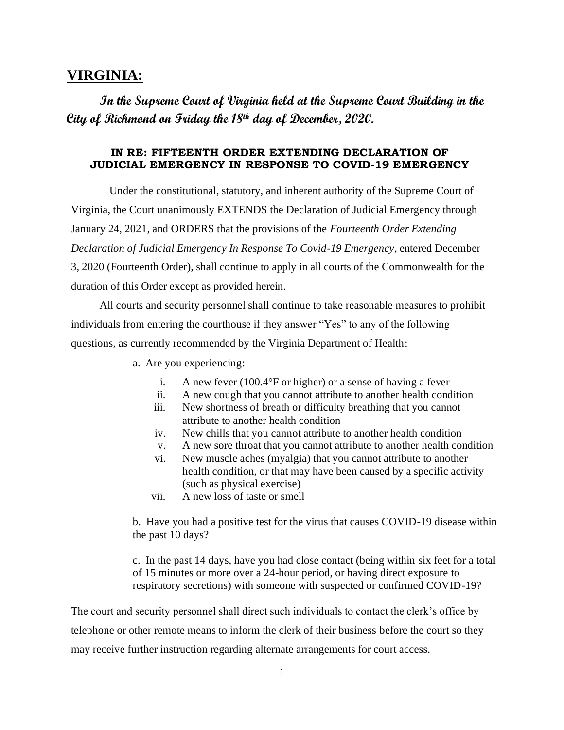# VIRGINIA:

***In the Supreme Court of Virginia held at the Supreme Court Building in the City of Richmond on Friday the 18th day of December, 2020.***

**IN RE: FIFTEENTH ORDER EXTENDING DECLARATION OF JUDICIAL EMERGENCY IN RESPONSE TO COVID-19 EMERGENCY**

Under the constitutional, statutory, and inherent authority of the Supreme Court of Virginia, the Court unanimously EXTENDS the Declaration of Judicial Emergency through January 24, 2021, and ORDERS that the provisions of the *Fourteenth Order Extending Declaration of Judicial Emergency In Response To Covid-19 Emergency*, entered December 3, 2020 (Fourteenth Order), shall continue to apply in all courts of the Commonwealth for the duration of this Order except as provided herein.

All courts and security personnel shall continue to take reasonable measures to prohibit individuals from entering the courthouse if they answer "Yes" to any of the following questions, as currently recommended by the Virginia Department of Health:

a. Are you experiencing:

  i. A new fever (100.4°F or higher) or a sense of having a fever
  ii. A new cough that you cannot attribute to another health condition
  iii. New shortness of breath or difficulty breathing that you cannot attribute to another health condition
  iv. New chills that you cannot attribute to another health condition
  v. A new sore throat that you cannot attribute to another health condition
  vi. New muscle aches (myalgia) that you cannot attribute to another health condition, or that may have been caused by a specific activity (such as physical exercise)
  vii. A new loss of taste or smell

b. Have you had a positive test for the virus that causes COVID-19 disease within the past 10 days?

c. In the past 14 days, have you had close contact (being within six feet for a total of 15 minutes or more over a 24-hour period, or having direct exposure to respiratory secretions) with someone with suspected or confirmed COVID-19?

The court and security personnel shall direct such individuals to contact the clerk's office by telephone or other remote means to inform the clerk of their business before the court so they may receive further instruction regarding alternate arrangements for court access.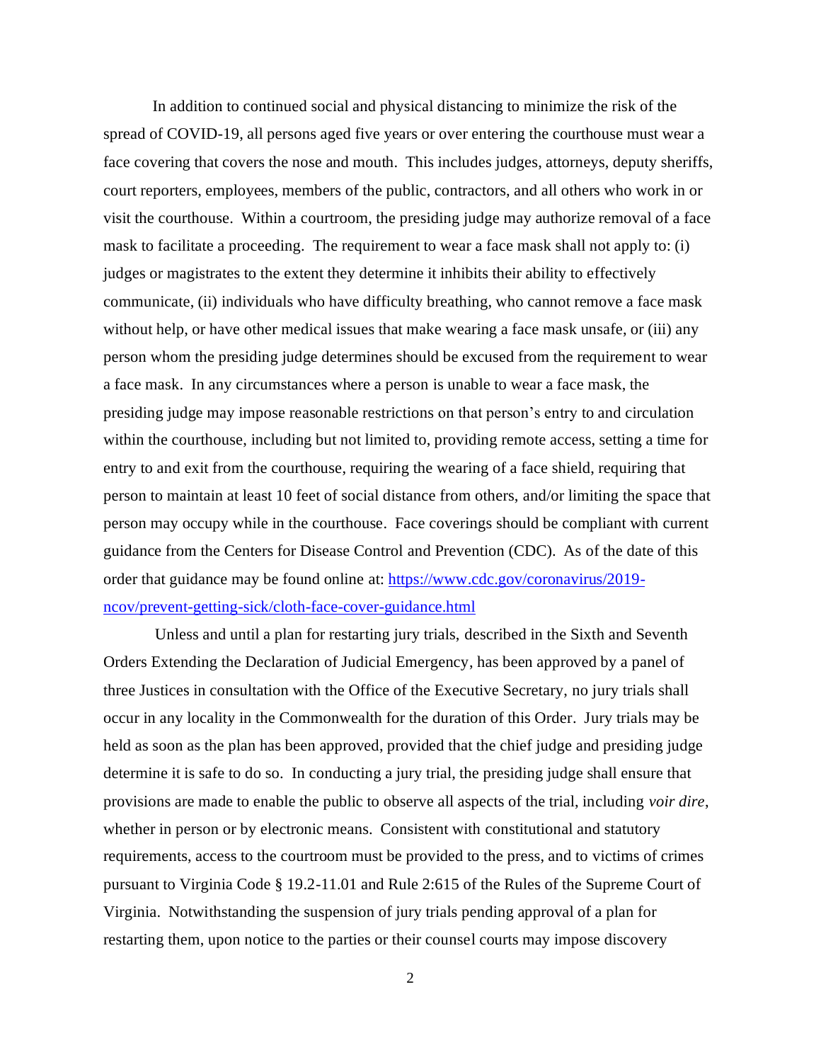In addition to continued social and physical distancing to minimize the risk of the spread of COVID-19, all persons aged five years or over entering the courthouse must wear a face covering that covers the nose and mouth. This includes judges, attorneys, deputy sheriffs, court reporters, employees, members of the public, contractors, and all others who work in or visit the courthouse. Within a courtroom, the presiding judge may authorize removal of a face mask to facilitate a proceeding. The requirement to wear a face mask shall not apply to: (i) judges or magistrates to the extent they determine it inhibits their ability to effectively communicate, (ii) individuals who have difficulty breathing, who cannot remove a face mask without help, or have other medical issues that make wearing a face mask unsafe, or (iii) any person whom the presiding judge determines should be excused from the requirement to wear a face mask. In any circumstances where a person is unable to wear a face mask, the presiding judge may impose reasonable restrictions on that person's entry to and circulation within the courthouse, including but not limited to, providing remote access, setting a time for entry to and exit from the courthouse, requiring the wearing of a face shield, requiring that person to maintain at least 10 feet of social distance from others, and/or limiting the space that person may occupy while in the courthouse. Face coverings should be compliant with current guidance from the Centers for Disease Control and Prevention (CDC). As of the date of this order that guidance may be found online at: [https://www.cdc.gov/coronavirus/2019-ncov/prevent-getting-sick/cloth-face-cover-guidance.html](https://www.cdc.gov/coronavirus/2019-ncov/prevent-getting-sick/cloth-face-cover-guidance.html)

Unless and until a plan for restarting jury trials, described in the Sixth and Seventh Orders Extending the Declaration of Judicial Emergency, has been approved by a panel of three Justices in consultation with the Office of the Executive Secretary, no jury trials shall occur in any locality in the Commonwealth for the duration of this Order. Jury trials may be held as soon as the plan has been approved, provided that the chief judge and presiding judge determine it is safe to do so. In conducting a jury trial, the presiding judge shall ensure that provisions are made to enable the public to observe all aspects of the trial, including *voir dire*, whether in person or by electronic means. Consistent with constitutional and statutory requirements, access to the courtroom must be provided to the press, and to victims of crimes pursuant to Virginia Code § 19.2-11.01 and Rule 2:615 of the Rules of the Supreme Court of Virginia. Notwithstanding the suspension of jury trials pending approval of a plan for restarting them, upon notice to the parties or their counsel courts may impose discovery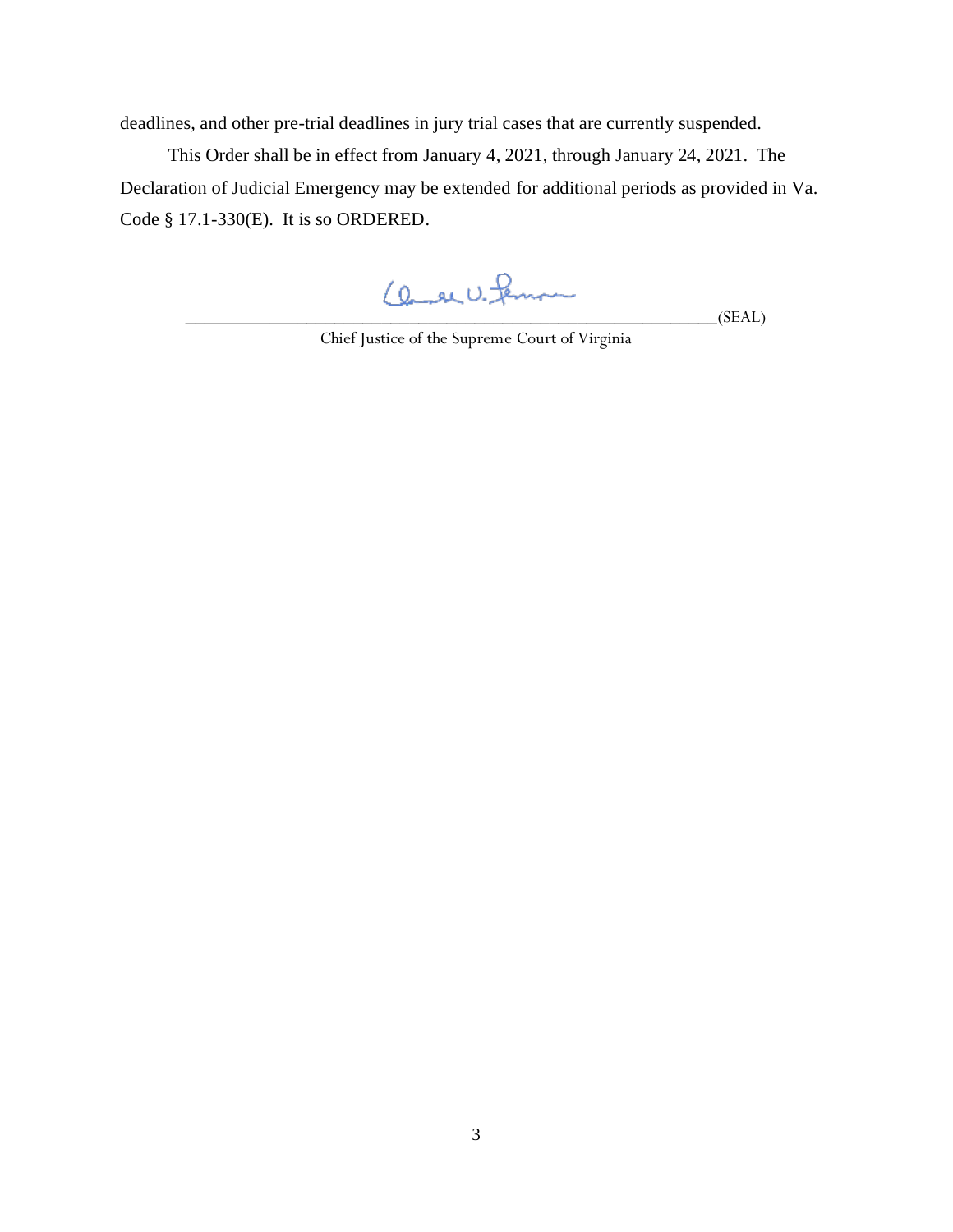deadlines, and other pre-trial deadlines in jury trial cases that are currently suspended.

This Order shall be in effect from January 4, 2021, through January 24, 2021. The Declaration of Judicial Emergency may be extended for additional periods as provided in Va. Code § 17.1-330(E). It is so ORDERED.

_______________________________________________(SEAL)

Chief Justice of the Supreme Court of Virginia